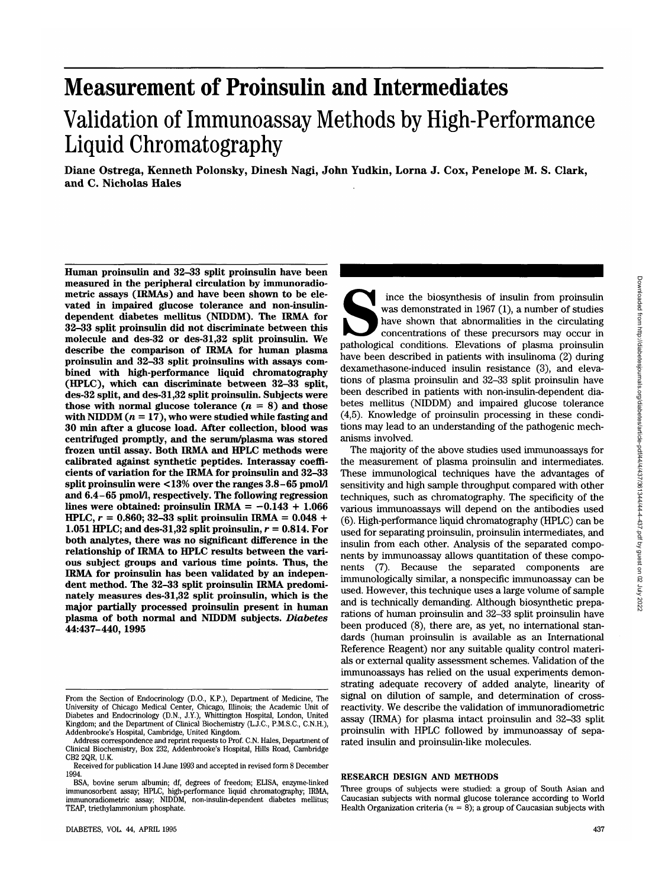# Measurement of Proinsulin and Intermediates

## Validation of Immunoassay Methods by High-Performance Liquid Chromatography

**Diane Ostrega, Kenneth Polonsky, Dinesh Nagi, John Yudkin, Lorna J. Cox, Penelope M. S. Clark, and C. Nicholas Hales**

**Human proinsulin and 32–33 split proinsulin have been measured in the peripheral circulation by immunoradiometric assays (IRMAs) and have been shown to be elevated in impaired glucose tolerance and non-insulin-dependent diabetes mellitus (NIDDM). The IRMA for 32–33 split proinsulin did not discriminate between this molecule and des-32 or des-31,32 split proinsulin. We describe the comparison of IRMA for human plasma proinsulin and 32–33 split proinsulins with assays combined with high-performance liquid chromatography (HPLC), which can discriminate between 32–33 split, des-32 split, and des-31,32 split proinsulin. Subjects were those with normal glucose tolerance ($n = 8$) and those with NIDDM ($n = 17$), who were studied while fasting and 30 min after a glucose load. After collection, blood was centrifuged promptly, and the serum/plasma was stored frozen until assay. Both IRMA and HPLC methods were calibrated against synthetic peptides. Interassay coefficients of variation for the IRMA for proinsulin and 32–33 split proinsulin were <13% over the ranges 3.8–65 pmol/l and 6.4–65 pmol/l, respectively. The following regression lines were obtained: proinsulin IRMA = −0.143 + 1.066 HPLC, $r = 0.860$; 32–33 split proinsulin IRMA = 0.048 + 1.051 HPLC; and des-31,32 split proinsulin, $r = 0.814$. For both analytes, there was no significant difference in the relationship of IRMA to HPLC results between the various subject groups and various time points. Thus, the IRMA for proinsulin has been validated by an independent method. The 32–33 split proinsulin IRMA predominately measures des-31,32 split proinsulin, which is the major partially processed proinsulin present in human plasma of both normal and NIDDM subjects.** ***Diabetes* 44:437–440, 1995**

From the Section of Endocrinology (D.O., K.P.), Department of Medicine, The University of Chicago Medical Center, Chicago, Illinois; the Academic Unit of Diabetes and Endocrinology (D.N., J.Y.), Whittington Hospital, London, United Kingdom; and the Department of Clinical Biochemistry (L.J.C., P.M.S.C., C.N.H.), Addenbrooke's Hospital, Cambridge, United Kingdom.

Address correspondence and reprint requests to Prof. C.N. Hales, Department of Clinical Biochemistry, Box 232, Addenbrooke's Hospital, Hills Road, Cambridge CB2 2QR, U.K.

Received for publication 14 June 1993 and accepted in revised form 8 December 1994.

BSA, bovine serum albumin; df, degrees of freedom; ELISA, enzyme-linked immunosorbent assay; HPLC, high-performance liquid chromatography; IRMA, immunoradiometric assay; NIDDM, non-insulin-dependent diabetes mellitus; TEAP, triethylammonium phosphate.

Since the biosynthesis of insulin from proinsulin was demonstrated in 1967 (1), a number of studies have shown that abnormalities in the circulating concentrations of these precursors may occur in pathological conditions. Elevations of plasma proinsulin have been described in patients with insulinoma (2) during dexamethasone-induced insulin resistance (3), and elevations of plasma proinsulin and 32–33 split proinsulin have been described in patients with non-insulin-dependent diabetes mellitus (NIDDM) and impaired glucose tolerance (4,5). Knowledge of proinsulin processing in these conditions may lead to an understanding of the pathogenic mechanisms involved.

The majority of the above studies used immunoassays for the measurement of plasma proinsulin and intermediates. These immunological techniques have the advantages of sensitivity and high sample throughput compared with other techniques, such as chromatography. The specificity of the various immunoassays will depend on the antibodies used (6). High-performance liquid chromatography (HPLC) can be used for separating proinsulin, proinsulin intermediates, and insulin from each other. Analysis of the separated components by immunoassay allows quantitation of these components (7). Because the separated components are immunologically similar, a nonspecific immunoassay can be used. However, this technique uses a large volume of sample and is technically demanding. Although biosynthetic preparations of human proinsulin and 32–33 split proinsulin have been produced (8), there are, as yet, no international standards (human proinsulin is available as an International Reference Reagent) nor any suitable quality control materials or external quality assessment schemes. Validation of the immunoassays has relied on the usual experiments demonstrating adequate recovery of added analyte, linearity of signal on dilution of sample, and determination of cross-reactivity. We describe the validation of immunoradiometric assay (IRMA) for plasma intact proinsulin and 32–33 split proinsulin with HPLC followed by immunoassay of separated insulin and proinsulin-like molecules.

## RESEARCH DESIGN AND METHODS

Three groups of subjects were studied: a group of South Asian and Caucasian subjects with normal glucose tolerance according to World Health Organization criteria ($n = 8$); a group of Caucasian subjects with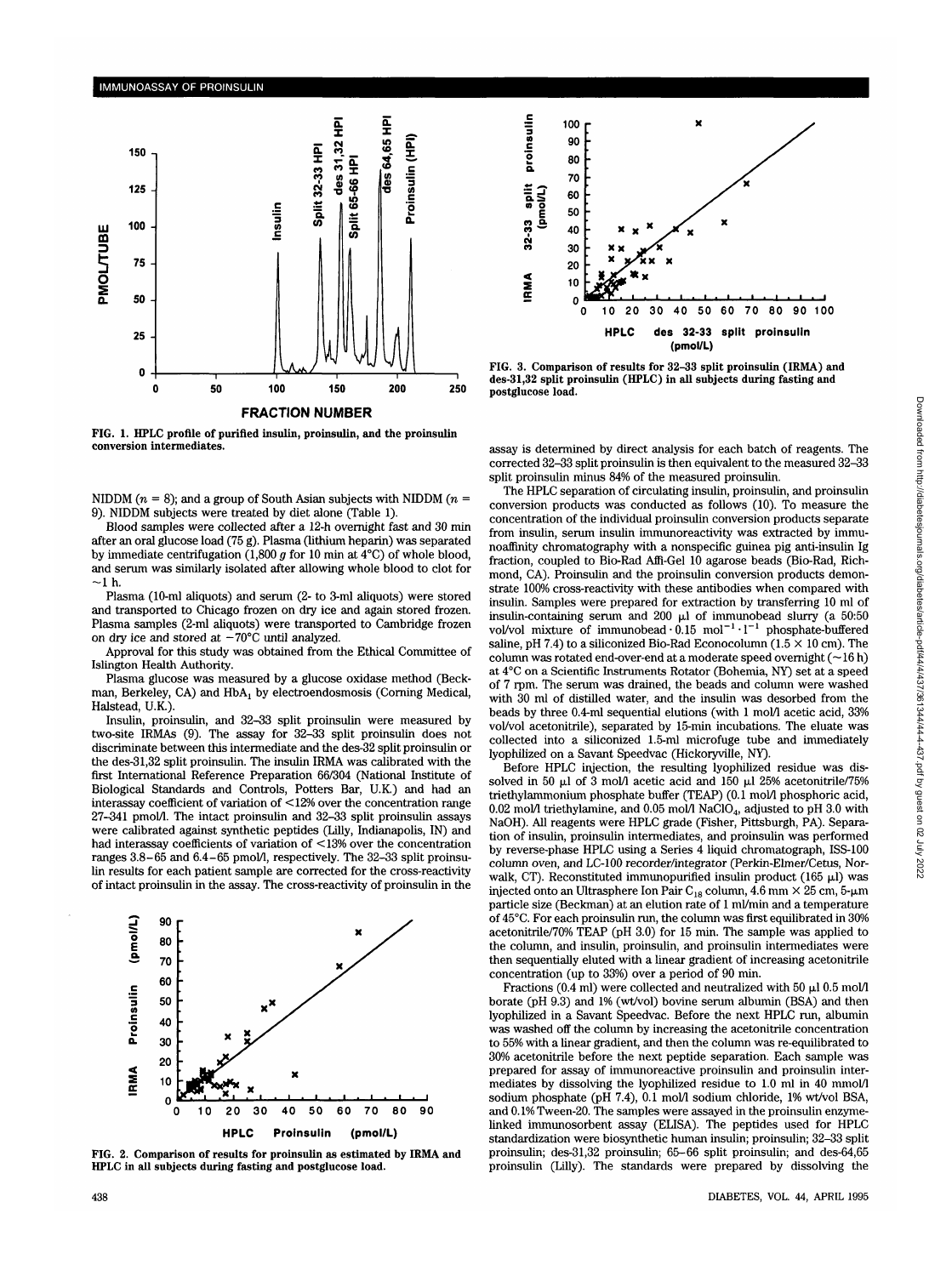FIG. 1. HPLC profile of purified insulin, proinsulin, and the proinsulin conversion intermediates.

FIG. 3. Comparison of results for 32–33 split proinsulin (IRMA) and des-31,32 split proinsulin (HPLC) in all subjects during fasting and postglucose load.

NIDDM ($n$ = 8); and a group of South Asian subjects with NIDDM ($n$ = 9). NIDDM subjects were treated by diet alone (Table 1).

Blood samples were collected after a 12-h overnight fast and 30 min after an oral glucose load (75 g). Plasma (lithium heparin) was separated by immediate centrifugation (1,800 $g$ for 10 min at 4°C) of whole blood, and serum was similarly isolated after allowing whole blood to clot for ~1 h.

Plasma (10-ml aliquots) and serum (2- to 3-ml aliquots) were stored and transported to Chicago frozen on dry ice and again stored frozen. Plasma samples (2-ml aliquots) were transported to Cambridge frozen on dry ice and stored at −70°C until analyzed.

Approval for this study was obtained from the Ethical Committee of Islington Health Authority.

Plasma glucose was measured by a glucose oxidase method (Beckman, Berkeley, CA) and $HbA_1$ by electroendosmosis (Corning Medical, Halstead, U.K.).

Insulin, proinsulin, and 32–33 split proinsulin were measured by two-site IRMAs (9). The assay for 32–33 split proinsulin does not discriminate between this intermediate and the des-32 split proinsulin or the des-31,32 split proinsulin. The insulin IRMA was calibrated with the first International Reference Preparation 66/304 (National Institute of Biological Standards and Controls, Potters Bar, U.K.) and had an interassay coefficient of variation of <12% over the concentration range 27–341 pmol/l. The intact proinsulin and 32–33 split proinsulin assays were calibrated against synthetic peptides (Lilly, Indianapolis, IN) and had interassay coefficients of variation of <13% over the concentration ranges 3.8–65 and 6.4–65 pmol/l, respectively. The 32–33 split proinsulin results for each patient sample are corrected for the cross-reactivity of intact proinsulin in the assay. The cross-reactivity of proinsulin in the assay is determined by direct analysis for each batch of reagents. The corrected 32–33 split proinsulin is then equivalent to the measured 32–33 split proinsulin minus 84% of the measured proinsulin.

FIG. 2. Comparison of results for proinsulin as estimated by IRMA and HPLC in all subjects during fasting and postglucose load.

The HPLC separation of circulating insulin, proinsulin, and proinsulin conversion products was conducted as follows (10). To measure the concentration of the individual proinsulin conversion products separate from insulin, serum insulin immunoreactivity was extracted by immunoaffinity chromatography with a nonspecific guinea pig anti-insulin Ig fraction, coupled to Bio-Rad Affi-Gel 10 agarose beads (Bio-Rad, Richmond, CA). Proinsulin and the proinsulin conversion products demonstrate 100% cross-reactivity with these antibodies when compared with insulin. Samples were prepared for extraction by transferring 10 ml of insulin-containing serum and 200 μl of immunobead slurry (a 50:50 vol/vol mixture of immunobead · 0.15 $mol^{-1} \cdot l^{-1}$ phosphate-buffered saline, pH 7.4) to a siliconized Bio-Rad Econocolumn (1.5 × 10 cm). The column was rotated end-over-end at a moderate speed overnight (~16 h) at 4°C on a Scientific Instruments Rotator (Bohemia, NY) set at a speed of 7 rpm. The serum was drained, the beads and column were washed with 30 ml of distilled water, and the insulin was desorbed from the beads by three 0.4-ml sequential elutions (with 1 mol/l acetic acid, 33% vol/vol acetonitrile), separated by 15-min incubations. The eluate was collected into a siliconized 1.5-ml microfuge tube and immediately lyophilized on a Savant Speedvac (Hickoryville, NY).

Before HPLC injection, the resulting lyophilized residue was dissolved in 50 μl of 3 mol/l acetic acid and 150 μl 25% acetonitrile/75% triethylammonium phosphate buffer (TEAP) (0.1 mol/l phosphoric acid, 0.02 mol/l triethylamine, and 0.05 mol/l $NaClO_4$, adjusted to pH 3.0 with NaOH). All reagents were HPLC grade (Fisher, Pittsburgh, PA). Separation of insulin, proinsulin intermediates, and proinsulin was performed by reverse-phase HPLC using a Series 4 liquid chromatograph, ISS-100 column oven, and LC-100 recorder/integrator (Perkin-Elmer/Cetus, Norwalk, CT). Reconstituted immunopurified insulin product (165 μl) was injected onto an Ultrasphere Ion Pair $C_{18}$ column, 4.6 mm × 25 cm, 5-μm particle size (Beckman) at an elution rate of 1 ml/min and a temperature of 45°C. For each proinsulin run, the column was first equilibrated in 30% acetonitrile/70% TEAP (pH 3.0) for 15 min. The sample was applied to the column, and insulin, proinsulin, and proinsulin intermediates were then sequentially eluted with a linear gradient of increasing acetonitrile concentration (up to 33%) over a period of 90 min.

Fractions (0.4 ml) were collected and neutralized with 50 μl 0.5 mol/l borate (pH 9.3) and 1% (wt/vol) bovine serum albumin (BSA) and then lyophilized in a Savant Speedvac. Before the next HPLC run, albumin was washed off the column by increasing the acetonitrile concentration to 55% with a linear gradient, and then the column was re-equilibrated to 30% acetonitrile before the next peptide separation. Each sample was prepared for assay of immunoreactive proinsulin and proinsulin intermediates by dissolving the lyophilized residue to 1.0 ml in 40 mmol/l sodium phosphate (pH 7.4), 0.1 mol/l sodium chloride, 1% wt/vol BSA, and 0.1% Tween-20. The samples were assayed in the proinsulin enzyme-linked immunosorbent assay (ELISA). The peptides used for HPLC standardization were biosynthetic human insulin; proinsulin; 32–33 split proinsulin; des-31,32 proinsulin; 65–66 split proinsulin; and des-64,65 proinsulin (Lilly). The standards were prepared by dissolving the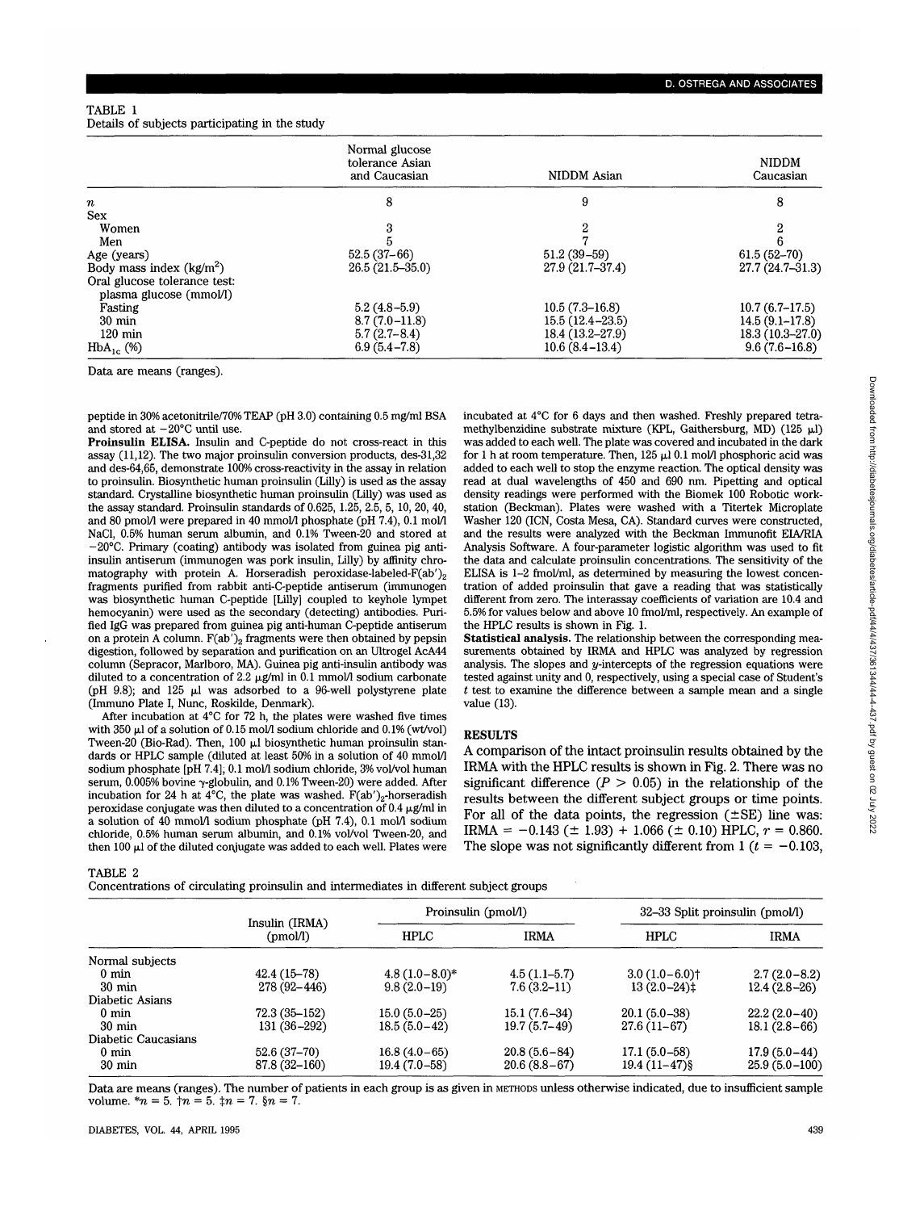TABLE 1
Details of subjects participating in the study

| | Normal glucose tolerance Asian and Caucasian | NIDDM Asian | NIDDM Caucasian |
|---|---|---|---|
| *n* | 8 | 9 | 8 |
| Sex | | | |
| Women | 3 | 2 | 2 |
| Men | 5 | 7 | 6 |
| Age (years) | 52.5 (37–66) | 51.2 (39–59) | 61.5 (52–70) |
| Body mass index ($kg/m^2$) | 26.5 (21.5–35.0) | 27.9 (21.7–37.4) | 27.7 (24.7–31.3) |
| Oral glucose tolerance test: plasma glucose (mmol/l) | | | |
| Fasting | 5.2 (4.8–5.9) | 10.5 (7.3–16.8) | 10.7 (6.7–17.5) |
| 30 min | 8.7 (7.0–11.8) | 15.5 (12.4–23.5) | 14.5 (9.1–17.8) |
| 120 min | 5.7 (2.7–8.4) | 18.4 (13.2–27.9) | 18.3 (10.3–27.0) |
| $HbA_{1c}$ (%) | 6.9 (5.4–7.8) | 10.6 (8.4–13.4) | 9.6 (7.6–16.8) |

Data are means (ranges).

peptide in 30% acetonitrile/70% TEAP (pH 3.0) containing 0.5 mg/ml BSA and stored at −20°C until use.

**Proinsulin ELISA.** Insulin and C-peptide do not cross-react in this assay (11,12). The two major proinsulin conversion products, des-31,32 and des-64,65, demonstrate 100% cross-reactivity in the assay in relation to proinsulin. Biosynthetic human proinsulin (Lilly) is used as the assay standard. Crystalline biosynthetic human proinsulin (Lilly) was used as the assay standard. Proinsulin standards of 0.625, 1.25, 2.5, 5, 10, 20, 40, and 80 pmol/l were prepared in 40 mmol/l phosphate (pH 7.4), 0.1 mol/l NaCl, 0.5% human serum albumin, and 0.1% Tween-20 and stored at −20°C. Primary (coating) antibody was isolated from guinea pig anti-insulin antiserum (immunogen was pork insulin, Lilly) by affinity chromatography with protein A. Horseradish peroxidase-labeled-F(ab')$_2$ fragments purified from rabbit anti-C-peptide antiserum (immunogen was biosynthetic human C-peptide [Lilly] coupled to keyhole lympet hemocyanin) were used as the secondary (detecting) antibodies. Purified IgG was prepared from guinea pig anti-human C-peptide antiserum on a protein A column. F(ab')$_2$ fragments were then obtained by pepsin digestion, followed by separation and purification on an Ultrogel AcA44 column (Sepracor, Marlboro, MA). Guinea pig anti-insulin antibody was diluted to a concentration of 2.2 μg/ml in 0.1 mmol/l sodium carbonate (pH 9.8); and 125 μl was adsorbed to a 96-well polystyrene plate (Immuno Plate I, Nunc, Roskilde, Denmark).

After incubation at 4°C for 72 h, the plates were washed five times with 350 μl of a solution of 0.15 mol/l sodium chloride and 0.1% (wt/vol) Tween-20 (Bio-Rad). Then, 100 μl biosynthetic human proinsulin standards or HPLC sample (diluted at least 50% in a solution of 40 mmol/l sodium phosphate [pH 7.4]; 0.1 mol/l sodium chloride, 3% vol/vol human serum, 0.005% bovine γ-globulin, and 0.1% Tween-20) were added. After incubation for 24 h at 4°C, the plate was washed. F(ab')$_2$-horseradish peroxidase conjugate was then diluted to a concentration of 0.4 μg/ml in a solution of 40 mmol/l sodium phosphate (pH 7.4), 0.1 mol/l sodium chloride, 0.5% human serum albumin, and 0.1% vol/vol Tween-20, and then 100 μl of the diluted conjugate was added to each well. Plates were incubated at 4°C for 6 days and then washed. Freshly prepared tetramethylbenzidine substrate mixture (KPL, Gaithersburg, MD) (125 μl) was added to each well. The plate was covered and incubated in the dark for 1 h at room temperature. Then, 125 μl 0.1 mol/l phosphoric acid was added to each well to stop the enzyme reaction. The optical density was read at dual wavelengths of 450 and 690 nm. Pipetting and optical density readings were performed with the Biomek 100 Robotic workstation (Beckman). Plates were washed with a Titertek Microplate Washer 120 (ICN, Costa Mesa, CA). Standard curves were constructed, and the results were analyzed with the Beckman Immunofit EIA/RIA Analysis Software. A four-parameter logistic algorithm was used to fit the data and calculate proinsulin concentrations. The sensitivity of the ELISA is 1–2 fmol/ml, as determined by measuring the lowest concentration of added proinsulin that gave a reading that was statistically different from zero. The interassay coefficients of variation are 10.4 and 5.5% for values below and above 10 fmol/ml, respectively. An example of the HPLC results is shown in Fig. 1.

**Statistical analysis.** The relationship between the corresponding measurements obtained by IRMA and HPLC was analyzed by regression analysis. The slopes and *y*-intercepts of the regression equations were tested against unity and 0, respectively, using a special case of Student's *t* test to examine the difference between a sample mean and a single value (13).

## RESULTS

A comparison of the intact proinsulin results obtained by the IRMA with the HPLC results is shown in Fig. 2. There was no significant difference ($P > 0.05$) in the relationship of the results between the different subject groups or time points. For all of the data points, the regression (±SE) line was: IRMA = −0.143 (± 1.93) + 1.066 (± 0.10) HPLC, $r = 0.860$. The slope was not significantly different from 1 ($t = -0.103$,

TABLE 2
Concentrations of circulating proinsulin and intermediates in different subject groups

| | Insulin (IRMA) (pmol/l) | Proinsulin (pmol/l) | | 32–33 Split proinsulin (pmol/l) | |
|---|---|---|---|---|---|
| | | HPLC | IRMA | HPLC | IRMA |
| Normal subjects | | | | | |
| 0 min | 42.4 (15–78) | 4.8 (1.0–8.0)* | 4.5 (1.1–5.7) | 3.0 (1.0–6.0)† | 2.7 (2.0–8.2) |
| 30 min | 278 (92–446) | 9.8 (2.0–19) | 7.6 (3.2–11) | 13 (2.0–24)‡ | 12.4 (2.8–26) |
| Diabetic Asians | | | | | |
| 0 min | 72.3 (35–152) | 15.0 (5.0–25) | 15.1 (7.6–34) | 20.1 (5.0–38) | 22.2 (2.0–40) |
| 30 min | 131 (36–292) | 18.5 (5.0–42) | 19.7 (5.7–49) | 27.6 (11–67) | 18.1 (2.8–66) |
| Diabetic Caucasians | | | | | |
| 0 min | 52.6 (37–70) | 16.8 (4.0–65) | 20.8 (5.6–84) | 17.1 (5.0–58) | 17.9 (5.0–44) |
| 30 min | 87.8 (32–160) | 19.4 (7.0–58) | 20.6 (8.8–67) | 19.4 (11–47)§ | 25.9 (5.0–100) |

Data are means (ranges). The number of patients in each group is as given in METHODS unless otherwise indicated, due to insufficient sample volume. *$n = 5$. †$n = 5$. ‡$n = 7$. §$n = 7$.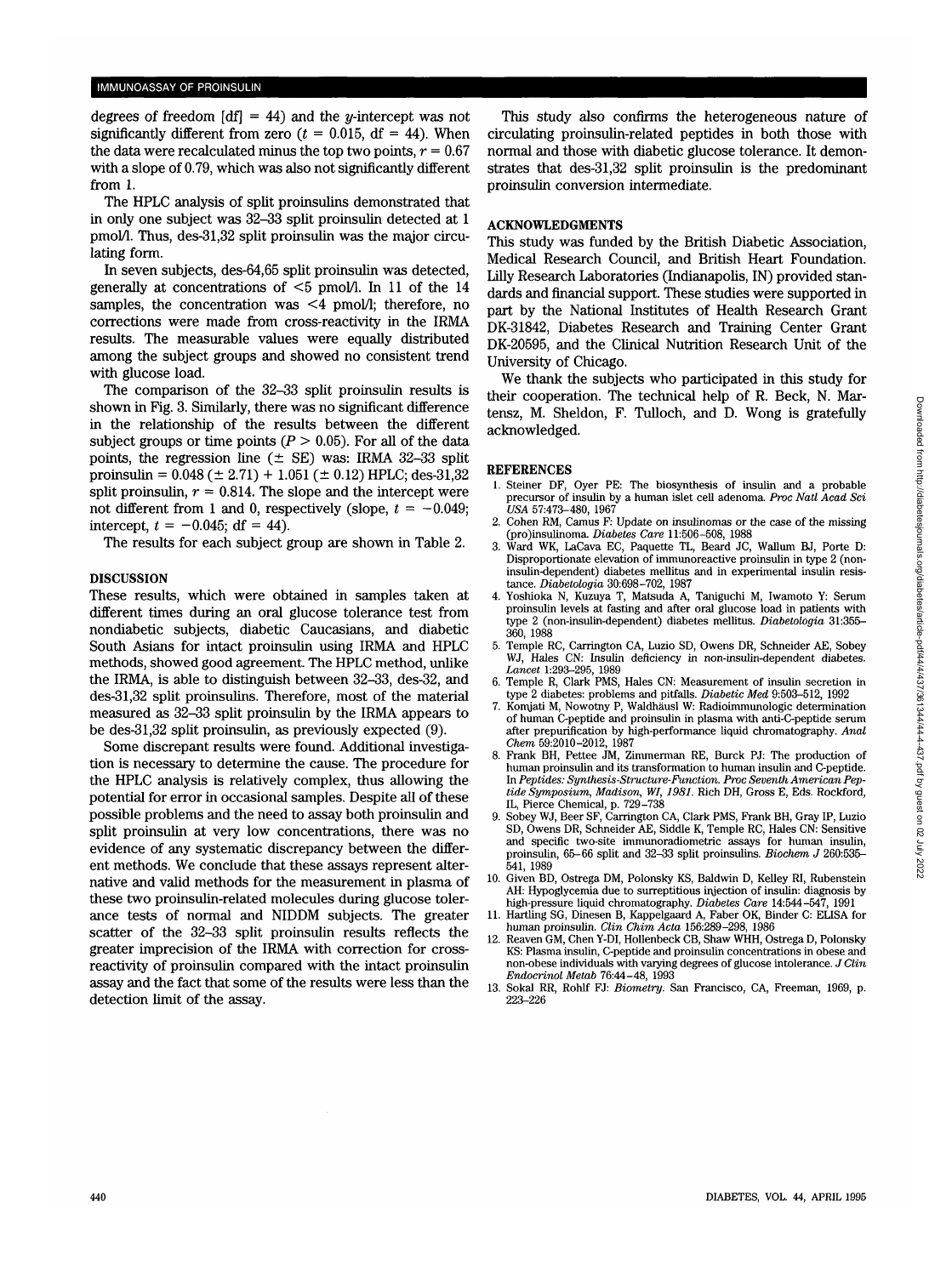degrees of freedom [df] = 44) and the $y$-intercept was not significantly different from zero ($t = 0.015$, df = 44). When the data were recalculated minus the top two points, $r = 0.67$ with a slope of 0.79, which was also not significantly different from 1.

The HPLC analysis of split proinsulins demonstrated that in only one subject was 32–33 split proinsulin detected at 1 pmol/l. Thus, des-31,32 split proinsulin was the major circulating form.

In seven subjects, des-64,65 split proinsulin was detected, generally at concentrations of <5 pmol/l. In 11 of the 14 samples, the concentration was <4 pmol/l; therefore, no corrections were made from cross-reactivity in the IRMA results. The measurable values were equally distributed among the subject groups and showed no consistent trend with glucose load.

The comparison of the 32–33 split proinsulin results is shown in Fig. 3. Similarly, there was no significant difference in the relationship of the results between the different subject groups or time points ($P > 0.05$). For all of the data points, the regression line (± SE) was: IRMA 32–33 split proinsulin = 0.048 (± 2.71) + 1.051 (± 0.12) HPLC; des-31,32 split proinsulin, $r = 0.814$. The slope and the intercept were not different from 1 and 0, respectively (slope, $t = -0.049$; intercept, $t = -0.045$; df = 44).

The results for each subject group are shown in Table 2.

## DISCUSSION

These results, which were obtained in samples taken at different times during an oral glucose tolerance test from nondiabetic subjects, diabetic Caucasians, and diabetic South Asians for intact proinsulin using IRMA and HPLC methods, showed good agreement. The HPLC method, unlike the IRMA, is able to distinguish between 32–33, des-32, and des-31,32 split proinsulins. Therefore, most of the material measured as 32–33 split proinsulin by the IRMA appears to be des-31,32 split proinsulin, as previously expected (9).

Some discrepant results were found. Additional investigation is necessary to determine the cause. The procedure for the HPLC analysis is relatively complex, thus allowing the potential for error in occasional samples. Despite all of these possible problems and the need to assay both proinsulin and split proinsulin at very low concentrations, there was no evidence of any systematic discrepancy between the different methods. We conclude that these assays represent alternative and valid methods for the measurement in plasma of these two proinsulin-related molecules during glucose tolerance tests of normal and NIDDM subjects. The greater scatter of the 32–33 split proinsulin results reflects the greater imprecision of the IRMA with correction for cross-reactivity of proinsulin compared with the intact proinsulin assay and the fact that some of the results were less than the detection limit of the assay.

This study also confirms the heterogeneous nature of circulating proinsulin-related peptides in both those with normal and those with diabetic glucose tolerance. It demonstrates that des-31,32 split proinsulin is the predominant proinsulin conversion intermediate.

## ACKNOWLEDGMENTS

This study was funded by the British Diabetic Association, Medical Research Council, and British Heart Foundation. Lilly Research Laboratories (Indianapolis, IN) provided standards and financial support. These studies were supported in part by the National Institutes of Health Research Grant DK-31842, Diabetes Research and Training Center Grant DK-20595, and the Clinical Nutrition Research Unit of the University of Chicago.

We thank the subjects who participated in this study for their cooperation. The technical help of R. Beck, N. Martensz, M. Sheldon, F. Tulloch, and D. Wong is gratefully acknowledged.

## REFERENCES

1. Steiner DF, Oyer PE: The biosynthesis of insulin and a probable precursor of insulin by a human islet cell adenoma. *Proc Natl Acad Sci USA* 57:473–480, 1967
2. Cohen RM, Camus F: Update on insulinomas or the case of the missing (pro)insulinoma. *Diabetes Care* 11:506–508, 1988
3. Ward WK, LaCava EC, Paquette TL, Beard JC, Wallum BJ, Porte D: Disproportionate elevation of immunoreactive proinsulin in type 2 (non-insulin-dependent) diabetes mellitus and in experimental insulin resistance. *Diabetologia* 30:698–702, 1987
4. Yoshioka N, Kuzuya T, Matsuda A, Taniguchi M, Iwamoto Y: Serum proinsulin levels at fasting and after oral glucose load in patients with type 2 (non-insulin-dependent) diabetes mellitus. *Diabetologia* 31:355–360, 1988
5. Temple RC, Carrington CA, Luzio SD, Owens DR, Schneider AE, Sobey WJ, Hales CN: Insulin deficiency in non-insulin-dependent diabetes. *Lancet* 1:293–295, 1989
6. Temple R, Clark PMS, Hales CN: Measurement of insulin secretion in type 2 diabetes: problems and pitfalls. *Diabetic Med* 9:503–512, 1992
7. Komjati M, Nowotny P, Waldhäusl W: Radioimmunologic determination of human C-peptide and proinsulin in plasma with anti-C-peptide serum after prepurification by high-performance liquid chromatography. *Anal Chem* 59:2010–2012, 1987
8. Frank BH, Pettee JM, Zimmerman RE, Burck PJ: The production of human proinsulin and its transformation to human insulin and C-peptide. In *Peptides: Synthesis-Structure-Function. Proc Seventh American Peptide Symposium, Madison, WI, 1981.* Rich DH, Gross E, Eds. Rockford, IL, Pierce Chemical, p. 729–738
9. Sobey WJ, Beer SF, Carrington CA, Clark PMS, Frank BH, Gray IP, Luzio SD, Owens DR, Schneider AE, Siddle K, Temple RC, Hales CN: Sensitive and specific two-site immunoradiometric assays for human insulin, proinsulin, 65–66 split and 32–33 split proinsulins. *Biochem J* 260:535–541, 1989
10. Given BD, Ostrega DM, Polonsky KS, Baldwin D, Kelley RI, Rubenstein AH: Hypoglycemia due to surreptitious injection of insulin: diagnosis by high-pressure liquid chromatography. *Diabetes Care* 14:544–547, 1991
11. Hartling SG, Dinesen B, Kappelgaard A, Faber OK, Binder C: ELISA for human proinsulin. *Clin Chim Acta* 156:289–298, 1986
12. Reaven GM, Chen Y-DI, Hollenbeck CB, Shaw WHH, Ostrega D, Polonsky KS: Plasma insulin, C-peptide and proinsulin concentrations in obese and non-obese individuals with varying degrees of glucose intolerance. *J Clin Endocrinol Metab* 76:44–48, 1993
13. Sokal RR, Rohlf FJ: *Biometry*. San Francisco, CA, Freeman, 1969, p. 223–226